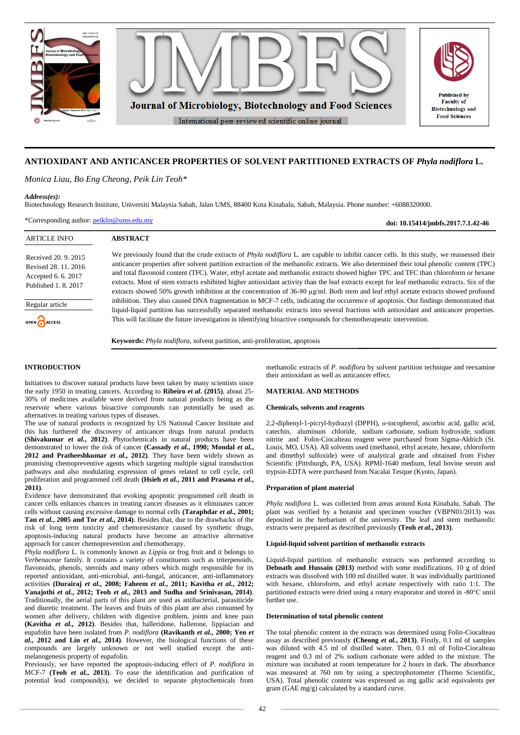# ANTIOXIDANT AND ANTICANCER PROPERTIES OF SOLVENT PARTITIONED EXTRACTS OF *Phyla nodiflora* L.

*Monica Liau, Bo Eng Cheong, Peik Lin Teoh\**

***Address(es):***
Biotechnology Research Institute, Universiti Malaysia Sabah, Jalan UMS, 88400 Kota Kinabalu, Sabah, Malaysia. Phone number: +6088320000.

\*Corresponding author: peiklin@ums.edu.my

**doi: 10.15414/jmbfs.2017.7.1.42-46**

| ARTICLE INFO |
|---|
| Received 20. 9. 2015 |
| Revised 28. 11. 2016 |
| Accepted 6. 6. 2017 |
| Published 1. 8. 2017 |
| Regular article |
| OPEN ACCESS |

## ABSTRACT

We previously found that the crude extracts of *Phyla nodiflora* L. are capable to inhibit cancer cells. In this study, we reassessed their anticancer properties after solvent partition extraction of the methanolic extracts. We also determined their total phenolic content (TPC) and total flavonoid content (TFC). Water, ethyl acetate and methanolic extracts showed higher TPC and TFC than chloroform or hexane extracts. Most of stem extracts exhibited higher antioxidant activity than the leaf extracts except for leaf methanolic extracts. Six of the extracts showed 50% growth inhibition at the concentration of 36-80 µg/ml. Both stem and leaf ethyl acetate extracts showed profound inhibition. They also caused DNA fragmentation in MCF-7 cells, indicating the occurrence of apoptosis. Our findings demonstrated that liquid-liquid partition has successfully separated methanolic extracts into several fractions with antioxidant and anticancer properties. This will facilitate the future investigation in identifying bioactive compounds for chemotherapeutic intervention.

**Keywords:** *Phyla nodiflora*, solvent partition, anti-proliferation, apoptosis

## INTRODUCTION

Initiatives to discover natural products have been taken by many scientists since the early 1950 in treating cancers. According to **Ribeiro *et al.* (2015)**, about 25-30% of medicines available were derived from natural products being as the reservoir where various bioactive compounds can potentially be used as alternatives in treating various types of diseases.

The use of natural products is recognized by US National Cancer Institute and this has furthered the discovery of anticancer drugs from natural products **(Shivakumar *et al.*, 2012)**. Phytochemicals in natural products have been demonstrated to lower the risk of cancer **(Cassady *et al.*, 1990; Mondal *et al.*, 2012 and Pratheeshkumar *et al.*, 2012)**. They have been widely shown as promising chemopreventive agents which targeting multiple signal transduction pathways and also modulating expression of genes related to cell cycle, cell proliferation and programmed cell death **(Hsieh *et al.*, 2011 and Prasana *et al.*, 2011)**.

Evidence have demonstrated that evoking apoptotic programmed cell death in cancer cells enhances chances in treating cancer diseases as it eliminates cancer cells without causing excessive damage to normal cells **(Taraphdar *et al.*, 2001; Tan *et al.*, 2005 and Tor *et al.*, 2014)**. Besides that, due to the drawbacks of the risk of long term toxicity and chemoresistance caused by synthetic drugs, apoptosis-inducing natural products have become an attractive alternative approach for cancer chemoprevention and chemotherapy.

*Phyla nodiflora* L. is commonly known as *Lippia* or frog fruit and it belongs to *Verbenaceae* family. It contains a variety of constituents such as triterpenoids, flavonoids, phenols, steroids and many others which might responsible for its reported antioxidant, anti-microbial, anti-fungal, anticancer, anti-inflammatory activities **(Durairaj *et al.*, 2008; Faheem *et al.*, 2011; Kavitha *et al.*, 2012; Vanajothi *et al.*, 2012; Teoh *et al.*, 2013 and Sudha and Srinivasan, 2014)**. Traditionally, the aerial parts of this plant are used as antibacterial, parasiticide and diuretic treatment. The leaves and fruits of this plant are also consumed by women after delivery, children with digestive problem, joints and knee pain **(Kavitha *et al.*, 2012)**. Besides that, halleridone, hallerone, lippiacian and eupafolin have been isolated from *P. nodiflora* **(Ravikanth *et al.*, 2000; Yen *et al.*, 2012 and Lin *et al.*, 2014)**. However, the biological functions of these compounds are largely unknown or not well studied except the anti-melanogenesis property of eupafolin.

Previously, we have reported the apoptosis-inducing effect of *P. nodiflora* in MCF-7 **(Teoh *et al.*, 2013)**. To ease the identification and purification of potential lead compound(s), we decided to separate phytochemicals from methanolic extracts of *P. nodiflora* by solvent partition technique and reexamine their antioxidant as well as anticancer effect.

## MATERIAL AND METHODS

### Chemicals, solvents and reagents

2,2-diphenyl-1-picryl-hydrazyl (DPPH), *α*-tocopherol, ascorbic acid, gallic acid, catechin, aluminum chloride, sodium carbonate, sodium hydroxide, sodium nitrite and Folin-Ciocalteau reagent were purchased from Sigma-Aldrich (St. Louis, MO, USA). All solvents used (methanol, ethyl acetate, hexane, chloroform and dimethyl sulfoxide) were of analytical grade and obtained from Fisher Scientific (Pittsburgh, PA, USA). RPMI-1640 medium, fetal bovine serum and trypsin-EDTA were purchased from Nacalai Tesque (Kyoto, Japan).

### Preparation of plant material

*Phyla nodiflora* L. was collected from areas around Kota Kinabalu, Sabah. The plant was verified by a botanist and specimen voucher (VBPN01/2013) was deposited in the herbarium of the university. The leaf and stem methanolic extracts were prepared as described previously **(Teoh *et al.*, 2013)**.

### Liquid-liquid solvent partition of methanolic extracts

Liquid-liquid partition of methanolic extracts was performed according to **Debnath and Hussain (2013)** method with some modifications. 10 g of dried extracts was dissolved with 100 ml distilled water. It was individually partitioned with hexane, chloroform, and ethyl acetate respectively with ratio 1:1. The partitioned extracts were dried using a rotary evaporator and stored in -80°C until further use.

### Determination of total phenolic content

The total phenolic content in the extracts was determined using Folin-Ciocalteau assay as described previously **(Cheong *et al.*, 2013)**. Firstly, 0.1 ml of samples was diluted with 4.5 ml of distilled water. Then, 0.1 ml of Folin-Ciocalteau reagent and 0.3 ml of 2% sodium carbonate were added to the mixture. The mixture was incubated at room temperature for 2 hours in dark. The absorbance was measured at 760 nm by using a spectrophotometer (Thermo Scientific, USA). Total phenolic content was expressed as mg gallic acid equivalents per gram (GAE mg/g) calculated by a standard curve.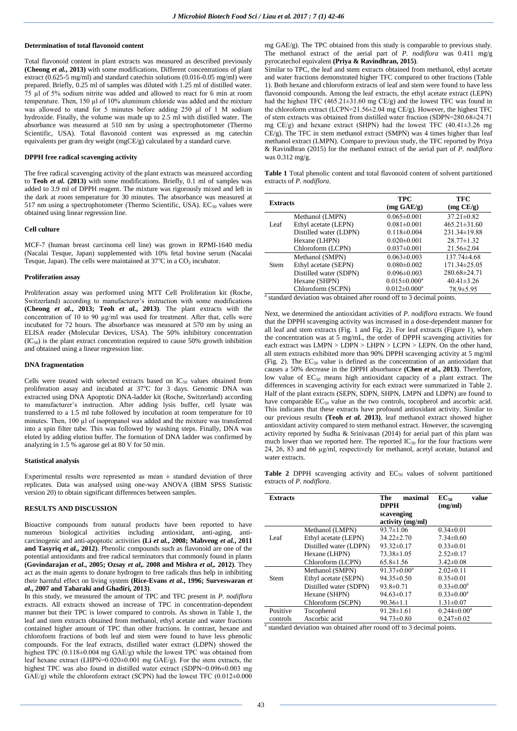#### Determination of total flavonoid content

Total flavonoid content in plant extracts was measured as described previously **(Cheong *et al.*, 2013)** with some modifications. Different concentrations of plant extract (0.625-5 mg/ml) and standard catechin solutions (0.016-0.05 mg/ml) were prepared. Briefly, 0.25 ml of samples was diluted with 1.25 ml of distilled water. 75 µl of 5% sodium nitrite was added and allowed to react for 6 min at room temperature. Then, 150 µl of 10% aluminum chloride was added and the mixture was allowed to stand for 5 minutes before adding 250 µl of 1 M sodium hydroxide. Finally, the volume was made up to 2.5 ml with distilled water. The absorbance was measured at 510 nm by using a spectrophotometer (Thermo Scientific, USA). Total flavonoid content was expressed as mg catechin equivalents per gram dry weight (mgCE/g) calculated by a standard curve.

#### DPPH free radical scavenging activity

The free radical scavenging activity of the plant extracts was measured according to **Teoh *et al.* (2013)** with some modifications. Briefly, 0.1 ml of samples was added to 3.9 ml of DPPH reagent. The mixture was rigorously mixed and left in the dark at room temperature for 30 minutes. The absorbance was measured at 517 nm using a spectrophotometer (Thermo Scientific, USA). $EC_{50}$ values were obtained using linear regression line.

#### Cell culture

MCF-7 (human breast carcinoma cell line) was grown in RPMI-1640 media (Nacalai Tesque, Japan) supplemented with 10% fetal bovine serum (Nacalai Tesque, Japan). The cells were maintained at 37°C in a $CO_2$ incubator.

#### Proliferation assay

Proliferation assay was performed using MTT Cell Proliferation kit (Roche, Switzerland) according to manufacturer's instruction with some modifications **(Cheong *et al.*, 2013; Teoh *et al.*, 2013)**. The plant extracts with the concentration of 10 to 90 µg/ml was used for treatment. After that, cells were incubated for 72 hours. The absorbance was measured at 570 nm by using an ELISA reader (Molecular Devices, USA). The 50% inhibitory concentration ($IC_{50}$) is the plant extract concentration required to cause 50% growth inhibition and obtained using a linear regression line.

#### DNA fragmentation

Cells were treated with selected extracts based on $IC_{50}$ values obtained from proliferation assay and incubated at 37°C for 3 days. Genomic DNA was extracted using DNA Apoptotic DNA-ladder kit (Roche, Switzerland) according to manufacturer's instruction. After adding lysis buffer, cell lysate was transferred to a 1.5 ml tube followed by incubation at room temperature for 10 minutes. Then, 100 µl of isopropanol was added and the mixture was transferred into a spin filter tube. This was followed by washing steps. Finally, DNA was eluted by adding elution buffer. The formation of DNA ladder was confirmed by analyzing in 1.5 % agarose gel at 80 V for 50 min.

#### Statistical analysis

Experimental results were represented as mean ± standard deviation of three replicates. Data was analysed using one-way ANOVA (IBM SPSS Statistic version 20) to obtain significant differences between samples.

## RESULTS AND DISCUSSION

Bioactive compounds from natural products have been reported to have numerous biological activities including antioxidant, anti-aging, anti-carcinogenic and anti-apoptotic activities **(Li *et al.*, 2008; Mabveng *et al.*, 2011 and Tasyriq *et al.*, 2012)**. Phenolic compounds such as flavonoid are one of the potential antioxidants and free radical terminators that commonly found in plants **(Govindarajan *et al.*, 2005; Ozsay *et al*,. 2008 and Mishra *et al*,. 2012)**. They act as the main agents to donate hydrogen to free radicals thus help in inhibiting their harmful effect on living system **(Rice-Evans *et al.*, 1996; Surveswaran *et al.*, 2007 and Tabaraki and Ghadiri, 2013)**.

In this study, we measured the amount of TPC and TFC present in *P. nodiflora* extracts. All extracts showed an increase of TPC in concentration-dependent manner but their TPC is lower compared to controls. As shown in Table 1, the leaf and stem extracts obtained from methanol, ethyl acetate and water fractions contained higher amount of TPC than other fractions. In contrast, hexane and chloroform fractions of both leaf and stem were found to have less phenolic compounds. For the leaf extracts, distilled water extract (LDPN) showed the highest TPC (0.118±0.004 mg GAE/g) while the lowest TPC was obtained from leaf hexane extract (LHPN=0.020±0.001 mg GAE/g). For the stem extracts, the highest TPC was also found in distilled water extract (SDPN=0.096±0.003 mg GAE/g) while the chloroform extract (SCPN) had the lowest TFC (0.012±0.000 mg GAE/g). The TPC obtained from this study is comparable to previous study. The methanol extract of the aerial part of *P. nodiflora* was 0.411 mg/g pyrocatechol equivalent **(Priya & Ravindhran, 2015)**.

Similar to TPC, the leaf and stem extracts obtained from methanol, ethyl acetate and water fractions demonstrated higher TFC compared to other fractions (Table 1). Both hexane and chloroform extracts of leaf and stem were found to have less flavonoid compounds. Among the leaf extracts, the ethyl acetate extract (LEPN) had the highest TFC (465.21±31.60 mg CE/g) and the lowest TFC was found in the chloroform extract (LCPN=21.56±2.04 mg CE/g). However, the highest TFC of stem extracts was obtained from distilled water fraction (SDPN=280.68±24.71 mg CE/g) and hexane extract (SHPN) had the lowest TFC (40.41±3.26 mg CE/g). The TFC in stem methanol extract (SMPN) was 4 times higher than leaf methanol extract (LMPN). Compare to previous study, the TFC reported by Priya & Ravindhran (2015) for the methanol extract of the aerial part of *P. nodiflora* was 0.312 mg/g.

**Table 1** Total phenolic content and total flavonoid content of solvent partitioned extracts of *P. nodiflora*.

| Extracts | | TPC (mg GAE/g) | TFC (mg CE/g) |
|---|---|---|---|
| Leaf | Methanol (LMPN) | 0.065±0.001 | 37.21±0.82 |
| | Ethyl acetate (LEPN) | 0.081±0.001 | 465.21±31.60 |
| | Distilled water (LDPN) | 0.118±0.004 | 231.34±19.88 |
| | Hexane (LHPN) | 0.020±0.001 | 28.77±1.32 |
| | Chloroform (LCPN) | 0.037±0.001 | 21.56±2.04 |
| Stem | Methanol (SMPN) | 0.063±0.003 | 137.74±4.68 |
| | Ethyl acetate (SEPN) | 0.080±0.002 | 171.34±25.05 |
| | Distilled water (SDPN) | 0.096±0.003 | 280.68±24.71 |
| | Hexane (SHPN) | 0.015±0.000[a] | 40.41±3.26 |
| | Chloroform (SCPN) | 0.012±0.000[a] | 78.9±5.95 |

[a] standard deviation was obtained after round off to 3 decimal points.

Next, we determined the antioxidant activities of *P. nodiflora* extracts. We found that the DPPH scavenging activity was increased in a dose-dependent manner for all leaf and stem extracts (Fig. 1 and Fig. 2). For leaf extracts (Figure 1), when the concentration was at 5 mg/mL, the order of DPPH scavenging activities for each extract was LMPN > LDPN > LHPN > LCPN > LEPN. On the other hand, all stem extracts exhibited more than 90% DPPH scavenging activity at 5 mg/ml (Fig. 2). The $EC_{50}$ value is defined as the concentration of an antioxidant that causes a 50% decrease in the DPPH absorbance **(Chen *et al.*, 2013)**. Therefore, low value of $EC_{50}$ means high antioxidant capacity of a plant extract. The differences in scavenging activity for each extract were summarized in Table 2. Half of the plant extracts (SEPN, SDPN, SHPN, LMPN and LDPN) are found to have comparable $EC_{50}$ value as the two controls, tocopherol and ascorbic acid. This indicates that these extracts have profound antioxidant activity. Similar to our previous results **(Teoh *et al.* 2013)**, leaf methanol extract showed higher antioxidant activity compared to stem methanol extract. However, the scavenging activity reported by Sudha & Srinivasan (2014) for aerial part of this plant was much lower than we reported here. The reported $IC_{50}$ for the four fractions were 24, 26, 83 and 66 µg/ml, respectively for methanol, acetyl acetate, butanol and water extracts.

**Table 2** DPPH scavenging activity and $EC_{50}$ values of solvent partitioned extracts of *P. nodiflora*.

| Extracts | | The maximal DPPH scavenging activity (mg/ml) | $EC_{50}$ value (mg/ml) |
|---|---|---|---|
| Leaf | Methanol (LMPN) | 93.7±1.06 | 0.34±0.01 |
| | Ethyl acetate (LEPN) | 34.22±2.70 | 7.34±0.60 |
| | Distilled water (LDPN) | 93.32±0.17 | 0.33±0.01 |
| | Hexane (LHPN) | 73.38±1.05 | 2.52±0.17 |
| | Chloroform (LCPN) | 65.8±1.56 | 3.42±0.08 |
| Stem | Methanol (SMPN) | 91.37±0.00[a] | 2.02±0.11 |
| | Ethyl acetate (SEPN) | 94.35±0.50 | 0.35±0.01 |
| | Distilled water (SDPN) | 93.8±0.71 | 0.33±0.00[a] |
| | Hexane (SHPN) | 94.63±0.17 | 0.33±0.00[a] |
| | Chloroform (SCPN) | 90.36±1.1 | 1.31±0.07 |
| Positive controls | Tocopherol | 91.28±1.61 | 0.244±0.00[a] |
| | Ascorbic acid | 94.73±0.80 | 0.247±0.02 |

[a] standard deviation was obtained after round off to 3 decimal points.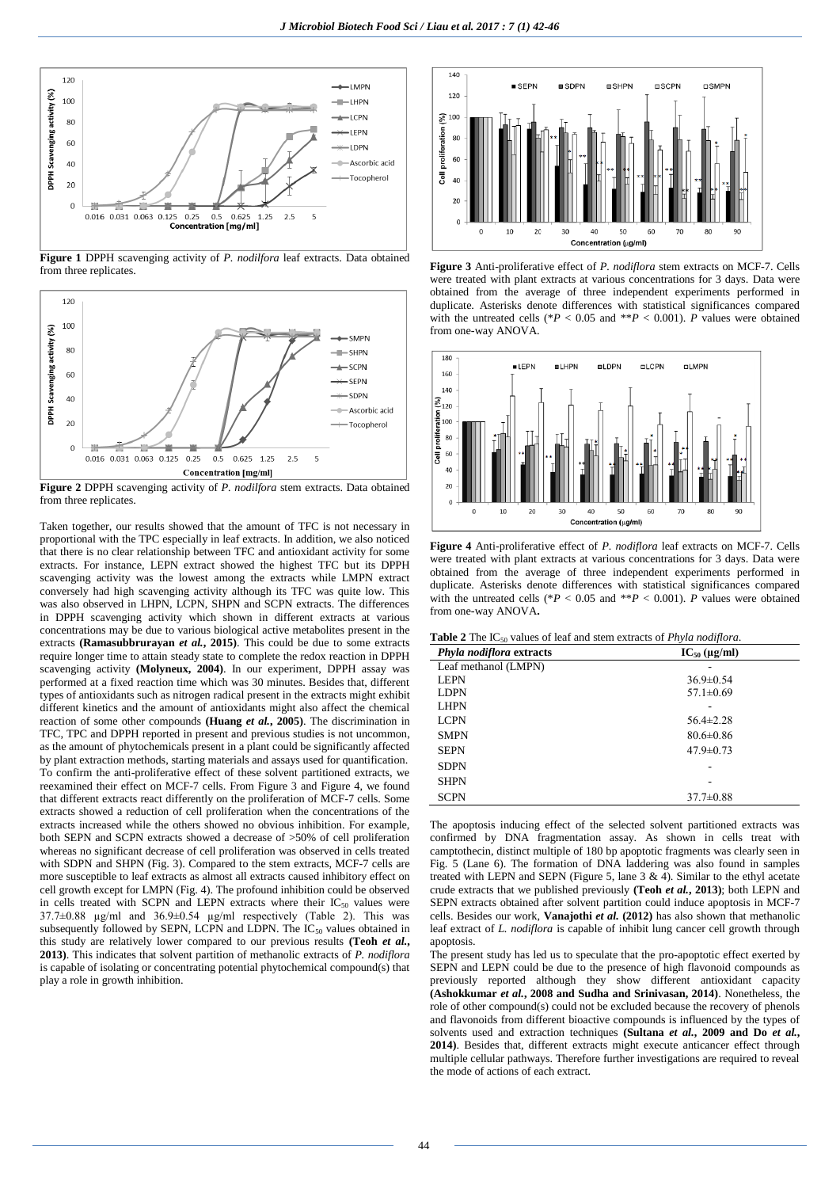**Figure 1** DPPH scavenging activity of *P. nodilfora* leaf extracts. Data obtained from three replicates.

**Figure 2** DPPH scavenging activity of *P. nodilfora* stem extracts. Data obtained from three replicates.

Taken together, our results showed that the amount of TFC is not necessary in proportional with the TPC especially in leaf extracts. In addition, we also noticed that there is no clear relationship between TFC and antioxidant activity for some extracts. For instance, LEPN extract showed the highest TFC but its DPPH scavenging activity was the lowest among the extracts while LMPN extract conversely had high scavenging activity although its TFC was quite low. This was also observed in LHPN, LCPN, SHPN and SCPN extracts. The differences in DPPH scavenging activity which shown in different extracts at various concentrations may be due to various biological active metabolites present in the extracts **(Ramasubbrurayan *et al.*, 2015)**. This could be due to some extracts require longer time to attain steady state to complete the redox reaction in DPPH scavenging activity **(Molyneux, 2004)**. In our experiment, DPPH assay was performed at a fixed reaction time which was 30 minutes. Besides that, different types of antioxidants such as nitrogen radical present in the extracts might exhibit different kinetics and the amount of antioxidants might also affect the chemical reaction of some other compounds **(Huang *et al.*, 2005)**. The discrimination in TFC, TPC and DPPH reported in present and previous studies is not uncommon, as the amount of phytochemicals present in a plant could be significantly affected by plant extraction methods, starting materials and assays used for quantification.

To confirm the anti-proliferative effect of these solvent partitioned extracts, we reexamined their effect on MCF-7 cells. From Figure 3 and Figure 4, we found that different extracts react differently on the proliferation of MCF-7 cells. Some extracts showed a reduction of cell proliferation when the concentrations of the extracts increased while the others showed no obvious inhibition. For example, both SEPN and SCPN extracts showed a decrease of >50% of cell proliferation whereas no significant decrease of cell proliferation was observed in cells treated with SDPN and SHPN (Fig. 3). Compared to the stem extracts, MCF-7 cells are more susceptible to leaf extracts as almost all extracts caused inhibitory effect on cell growth except for LMPN (Fig. 4). The profound inhibition could be observed in cells treated with SCPN and LEPN extracts where their $IC_{50}$ values were 37.7±0.88 µg/ml and 36.9±0.54 µg/ml respectively (Table 2). This was subsequently followed by SEPN, LCPN and LDPN. The $IC_{50}$ values obtained in this study are relatively lower compared to our previous results **(Teoh *et al.*, 2013)**. This indicates that solvent partition of methanolic extracts of *P. nodiflora* is capable of isolating or concentrating potential phytochemical compound(s) that play a role in growth inhibition.

**Figure 3** Anti-proliferative effect of *P. nodiflora* stem extracts on MCF-7. Cells were treated with plant extracts at various concentrations for 3 days. Data were obtained from the average of three independent experiments performed in duplicate. Asterisks denote differences with statistical significances compared with the untreated cells (*$P$ < 0.05 and **$P$ < 0.001). $P$ values were obtained from one-way ANOVA.

**Figure 4** Anti-proliferative effect of *P. nodiflora* leaf extracts on MCF-7. Cells were treated with plant extracts at various concentrations for 3 days. Data were obtained from the average of three independent experiments performed in duplicate. Asterisks denote differences with statistical significances compared with the untreated cells (*$P$ < 0.05 and **$P$ < 0.001). $P$ values were obtained from one-way ANOVA**.**

**Table 2** The $IC_{50}$ values of leaf and stem extracts of *Phyla nodiflora.*

| *Phyla nodiflora* extracts | $IC_{50}$ (µg/ml) |
|---|---|
| Leaf methanol (LMPN) | - |
| LEPN | 36.9±0.54 |
| LDPN | 57.1±0.69 |
| LHPN | - |
| LCPN | 56.4±2.28 |
| SMPN | 80.6±0.86 |
| SEPN | 47.9±0.73 |
| SDPN | - |
| SHPN | - |
| SCPN | 37.7±0.88 |

The apoptosis inducing effect of the selected solvent partitioned extracts was confirmed by DNA fragmentation assay. As shown in cells treat with camptothecin, distinct multiple of 180 bp apoptotic fragments was clearly seen in Fig. 5 (Lane 6). The formation of DNA laddering was also found in samples treated with LEPN and SEPN (Figure 5, lane 3 & 4). Similar to the ethyl acetate crude extracts that we published previously **(Teoh *et al.*, 2013)**; both LEPN and SEPN extracts obtained after solvent partition could induce apoptosis in MCF-7 cells. Besides our work, **Vanajothi *et al.* (2012)** has also shown that methanolic leaf extract of *L. nodiflora* is capable of inhibit lung cancer cell growth through apoptosis.

The present study has led us to speculate that the pro-apoptotic effect exerted by SEPN and LEPN could be due to the presence of high flavonoid compounds as previously reported although they show different antioxidant capacity **(Ashokkumar *et al.*, 2008 and Sudha and Srinivasan, 2014)**. Nonetheless, the role of other compound(s) could not be excluded because the recovery of phenols and flavonoids from different bioactive compounds is influenced by the types of solvents used and extraction techniques **(Sultana *et al.*, 2009 and Do *et al.*, 2014)**. Besides that, different extracts might execute anticancer effect through multiple cellular pathways. Therefore further investigations are required to reveal the mode of actions of each extract.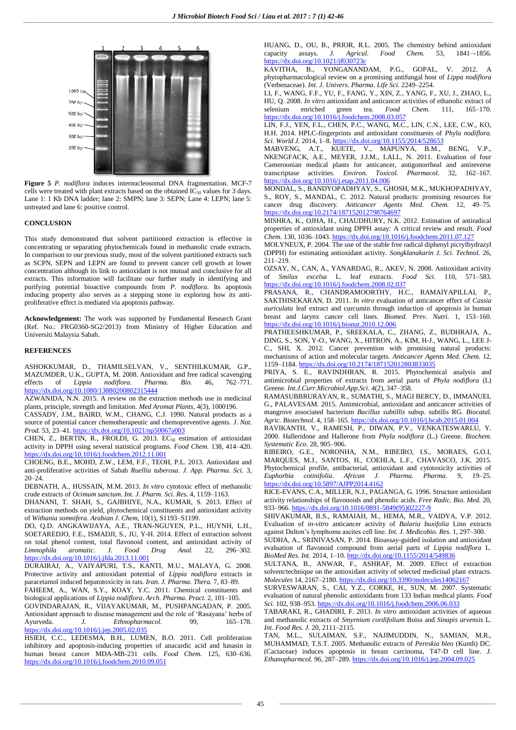**Figure 5** *P. nodiflora* induces internucleosomal DNA fragmentation. MCF-7 cells were treated with plant extracts based on the obtained $IC_{50}$ values for 3 days. Lane 1: 1 Kb DNA ladder; lane 2: SMPN; lane 3: SEPN; Lane 4: LEPN; lane 5: untreated and lane 6: positive control.

## CONCLUSION

This study demonstrated that solvent partitioned extraction is effective in concentrating or separating phytochemicals found in methanolic crude extracts. In comparison to our previous study, most of the solvent partitioned extracts such as SCPN, SEPN and LEPN are found to prevent cancer cell growth at lower concentration although its link to antioxidant is not mutual and conclusive for all extracts. This information will facilitate our further study in identifying and purifying potential bioactive compounds from *P. nodiflora*. Its apoptosis inducing property also serves as a stepping stone in exploring how its anti-proliferative effect is mediated via apoptosis pathway.

**Acknowledgement:** The work was supported by Fundamental Research Grant (Ref. No.: FRG0360-SG2/2013) from Ministry of Higher Education and Universiti Malaysia Sabah.

## REFERENCES

ASHOKKUMAR, D., THAMILSELVAN, V., SENTHILKUMAR, G.P., MAZUMDER, U.K., GUPTA, M. 2008. Antioxidant and free radical scavenging effects of *Lippia nodiflora*. *Pharma. Bio.* 46, 762–771. https://dx.doi.org/10.1080/13880200802315444

AZWANIDA, N.N. 2015. A review on the extraction methods use in medicinal plants, principle, strength and limitation. *Med Aromat Plants*, 4(3), 1000196.

CASSADY, J.M., BAIRD, W.M., CHANG, C.J. 1990. Natural products as a source of potential cancer chemotherapeutic and chemopreventive agents. *J. Nat. Prod.* 53, 23–41. https://dx.doi.org/10.1021/np50067a003

CHEN, Z., BERTIN, R., FROLDI, G. 2013. $EC_{50}$ estimation of antioxidant activity in DPPH using several statistical programs. *Food Chem.* 138, 414–420. https://dx.doi.org/10.1016/j.foodchem.2012.11.001

CHOENG, B.E., MOHD, Z.W., LEM, F.F., TEOH, P.L. 2013. Antioxidant and anti-proliferative activities of Sabah *Ruellia tuberosa*. *J. App. Pharma. Sci.* 3, 20–24.

DEBNATH, A., HUSSAIN, M.M. 2013. *In vitro* cytotoxic effect of methanolic crude extracts of *Ocimum sanctum*. *Int. J. Pharm. Sci. Res.* 4, 1159–1163.

DHANANI, T. SHAH, S., GAJBHIYE, N.A., KUMAR, S. 2013. Effect of extraction methods on yield, phytochemical constituents and antioxidant activity of *Withania somnifera*. *Arabian J. Chem*, 10(1), S1193–S1199.

DO, Q.D. ANGKAWIJAYA, A.E., TRAN-NGUYEN, P.L., HUYNH, L.H., SOETAREDJO, F.E., ISMADJI, S., JU, Y-H. 2014. Effect of extraction solvent on total phenol content, total flavonoid content, and antioxidant activity of *Limnophila aromatic*. *J. Food Drug Anal.* 22, 296–302. https://dx.doi.org/10.1016/j.jfda.2013.11.001

DURAIRAJ, A., VAIYAPURI, T.S., KANTI, M.U., MALAYA, G. 2008. Protective activity and antioxidant potential of *Lippia nodiflora* extracts in paracetamol induced hepatotoxicity in rats. *Iran. J. Pharma. Thera.* 7, 83–89.

FAHEEM, A., WAN, S.Y., KOAY, Y.C. 2011. Chemical constituents and biological applications of *Lippia nodiflora*. *Arch. Pharma. Pract.* 2, 101–105.

GOVINDARAJAN, R., VIJAYAKUMAR, M., PUSHPANGADAN, P. 2005. Antioxidant approach to disease management and the role of 'Rasayana' herbs of Ayurveda. *J. Ethnopharmacol.* 99, 165–178. https://dx.doi.org/10.1016/j.jep.2005.02.035

HSIEH, C.C., LEDESMA, B.H., LUMEN, B.O. 2011. Cell proliferation inhibitory and apoptosis-inducing properties of anacardic acid and lunasin in human breast cancer MDA-MB-231 cells. *Food Chem.* 125, 630–636. https://dx.doi.org/10.1016/j.foodchem.2010.09.051

HUANG, D., OU, B., PRIOR, R.L. 2005. The chemistry behind antioxidant capacity assays. *J. Agricul. Food Chem.* 53, 1841–1856. https://dx.doi.org/10.1021/jf030723c

KAVITHA, B., YONGANANDAM, P.G., GOPAL, V. 2012. A phytopharmacological review on a promising antifungal host of *Lippa nodiflora* (Verbenaceae). *Int. J. Univers. Pharma. Life Sci.* 2249–2254.

LI, F., WANG, F.F., YU, F., FANG, Y., XIN, Z., YANG, F., XU, J., ZHAO, L., HU, Q. 2008. *In vitro* antioxidant and anticancer activities of ethanolic extract of selenium enriched green tea. *Food Chem.* 111, 165–170. https://dx.doi.org/10.1016/j.foodchem.2008.03.057

LIN, F.J., YEN, F.L., CHEN, P.C., WANG, M.C., LIN, C.N., LEE, C.W., KO, H.H. 2014. HPLC-fingerprints and antioxidant constituents of *Phyla nodiflora*. *Sci. World J.* 2014, 1–8. https://dx.doi.org/10.1155/2014/528653

MABVENG, A.T., KUETE, V., MAPUNYA, B.M., BENG, V.P., NKENGFACK, A.E., MEYER, J.J.M., LALL, N. 2011. Evaluation of four Cameroonian medical plants for anticancer, antigonorrheal and antireverse transcriptase activities. *Environ. Toxicol. Pharmacol.* 32, 162–167. https://dx.doi.org/10.1016/j.etap.2011.04.006

MONDAL, S., BANDYOPADHYAY, S., GHOSH, M.K., MUKHOPADHYAY, S., ROY, S., MANDAL, C. 2012. Natural products: promising resources for cancer drug discovery. *Anticancer Agents Med. Chem.* 12, 49–75. https://dx.doi.org/10.2174/187152012798764697

MISHRA, K., OJHA, H., CHAUDHURY, N.K. 2012. Estimation of antiradical properties of antioxidant using DPPH assay: A critical review and result. *Food Chem.* 130, 1036–1043. https://dx.doi.org/10.1016/j.foodchem.2011.07.127

MOLYNEUX, P. 2004. The use of the stable free radical diphenyl picrylhydrazyl (DPPH) for estimating antioxidant activity. *Songklanakarin J. Sci. Technol.* 26, 211–219.

OZSAY, N., CAN, A., YANARDAG, R., AKEV, N. 2008. Antioxidant activity of *Smilax excelsa* L. leaf extracts. *Food Sci.* 110, 571–583. https://dx.doi.org/10.1016/j.foodchem.2008.02.037

PRASANA, R., CHANDRAMOORTHY, H.C., RAMAIYAPILLAI, P., SAKTHISEKARAN, D. 2011. *In vitro* evaluation of anticancer effect of *Cassia auriculata* leaf extract and curcumin through induction of apoptosis in human breast and larynx cancer cell lines. *Biomed. Prev. Nutri.* 1, 153–160. https://dx.doi.org/10.1016/j.bionut.2010.12.006

PRATHEESHKUMAR, P., SREEKALA, C., ZHANG, Z., BUDHRAJA, A., DING, S., SON, Y-O., WANG, X., HITRON, A., KIM, H-J., WANG, L., LEE J-C., SHI, X. 2012. Cancer prevention with promising natural products: mechanisms of action and molecular targets. *Anticancer Agents Med. Chem.* 12, 1159–1184. https://dx.doi.org/10.2174/187152012803833035

PRIYA, S. E., RAVINDHRAN, R. 2015. Phytochemical analysis and antimicrobial properties of extracts from aerial parts of *Phyla nodiflora* (L) Greene. *Int.J.Curr.Microbiol.App.Sci*. 4(2), 347–358.

RAMASUBBURRAYAN, R., SUMATHI, S., MAGI BERCY, D., IMMANUEL G., PALAVESAM. 2015. Antimicrobial, antioxidant and anticancer activities of mangrove associated bacterium *Bacillus subtillis* subsp. subtilis RG. *Biocatal. Agric. Biotechnol.* 4, 158–165. https://dx.doi.org/10.1016/j.bcab.2015.01.004

RAVIKANTH, V., RAMESH, P., DIWAN, P.V., VENKATESWARLU, Y. 2000. Halleridone and Hallerone from *Phyla nodiflora* (L.) Greene. *Biochem. Systematic Eco.* 28, 905–906.

RIBEIRO, G.E., NORONHA, N.M., RIBEIRO, I.S., MORAES, G.O.I, MARQUES, M.J., SANTOS, H., COEHLA, L.F., CHAVASCO, J.K. 2015. Phytochemical profile, antibacterial, antioxidant and cytotoxicity activities of *Euphorbia cotinifolia*. *African J. Pharma. Pharma.* 9, 19–25. https://dx.doi.org/10.5897/AJPP2014.4162

RICE-EVANS, C.A., MILLER, N.J., PAGANGA, G. 1996. Structure antioxidant activity relationships of flavonoids and phenolic acids. *Free Radic. Bio. Med.* 20, 933–966. https://dx.doi.org/10.1016/0891-5849(95)02227-9

SHIVAKUMAR, B.S., RAMAIAH, M., HEMA, M.R., VAIDYA, V.P. 2012. Evaluation of *in-vitro* anticancer activity of *Balaria buxifolia* Linn extracts against Dalton's lymphoma ascites cell line. *Int. J. Medicobio. Res.* 1, 297–300.

SUDHA, A., SRINIVASAN, P. 2014. Bioassay-guided isolation and antioxidant evaluation of flavonoid compound from aerial parts of *Lippia nodiflora* L. *BioMed Res. Int.* 2014, 1–10. http://dx.doi.org/10.1155/2014/549836

SULTANA, B., ANWAR, F., ASHRAF, M. 2009. Effect of extraction solvent/technique on the antioxidant activity of selected medicinal plant extracts. *Molecules* 14, 2167–2180. https://dx.doi.org/10.3390/molecules14062167

SURVESWARAN, S., CAI, Y.Z., CORKE, H., SUN, M. 2007. Systematic evaluation of natural phenolic antioxidants from 133 Indian medical plants. *Food Sci.* 102, 938–953. https://dx.doi.org/10.1016/j.foodchem.2006.06.033

TABARAKI, R., GHADIRI, F. 2013. *In vitro* antioxidant activities of aqueous and methanolic extracts of *Smyrnium cordifolium* Boiss and *Sinapis arvensis* L. *Int. Food Res. J.* 20, 2111–2115.

TAN, M.L., SULAIMAN, S.F., NAJIMUDDIN, N., SAMIAN, M.R., MUHAMMAD, T.S.T. 2005. Methanolic extracts of *Pereskia bleo* (Kunth) DC. (Cactaceae) induces apoptosis in breast carcinoma, T47-D cell line. *J. Ethanopharmcol.* 96, 287–289. https://dx.doi.org/10.1016/j.jep.2004.09.025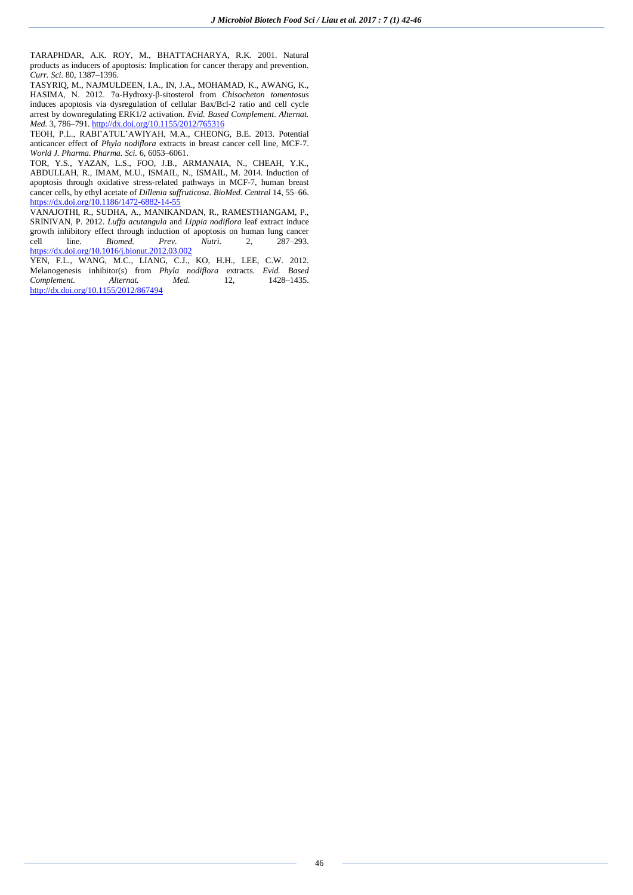TARAPHDAR, A.K. ROY, M., BHATTACHARYA, R.K. 2001. Natural products as inducers of apoptosis: Implication for cancer therapy and prevention. *Curr. Sci.* 80, 1387–1396.

TASYRIQ, M., NAJMULDEEN, I.A., IN, J.A., MOHAMAD, K., AWANG, K., HASIMA, N. 2012. 7α-Hydroxy-β-sitosterol from *Chisocheton tomentosus* induces apoptosis via dysregulation of cellular Bax/Bcl-2 ratio and cell cycle arrest by downregulating ERK1/2 activation. *Evid. Based Complement. Alternat. Med.* 3, 786–791. http://dx.doi.org/10.1155/2012/765316

TEOH, P.L., RABI'ATUL'AWIYAH, M.A., CHEONG, B.E. 2013. Potential anticancer effect of *Phyla nodiflora* extracts in breast cancer cell line, MCF-7. *World J. Pharma. Pharma. Sci.* 6, 6053–6061.

TOR, Y.S., YAZAN, L.S., FOO, J.B., ARMANAIA, N., CHEAH, Y.K., ABDULLAH, R., IMAM, M.U., ISMAIL, N., ISMAIL, M. 2014. Induction of apoptosis through oxidative stress-related pathways in MCF-7, human breast cancer cells, by ethyl acetate of *Dillenia suffruticosa*. *BioMed. Central* 14, 55–66. https://dx.doi.org/10.1186/1472-6882-14-55

VANAJOTHI, R., SUDHA, A., MANIKANDAN, R., RAMESTHANGAM, P., SRINIVAN, P. 2012. *Luffa acutangula* and *Lippia nodiflora* leaf extract induce growth inhibitory effect through induction of apoptosis on human lung cancer cell line. *Biomed. Prev. Nutri.* 2, 287–293. https://dx.doi.org/10.1016/j.bionut.2012.03.002

YEN, F.L., WANG, M.C., LIANG, C.J., KO, H.H., LEE, C.W. 2012. Melanogenesis inhibitor(s) from *Phyla nodiflora* extracts. *Evid. Based Complement. Alternat. Med.* 12, 1428–1435. http://dx.doi.org/10.1155/2012/867494